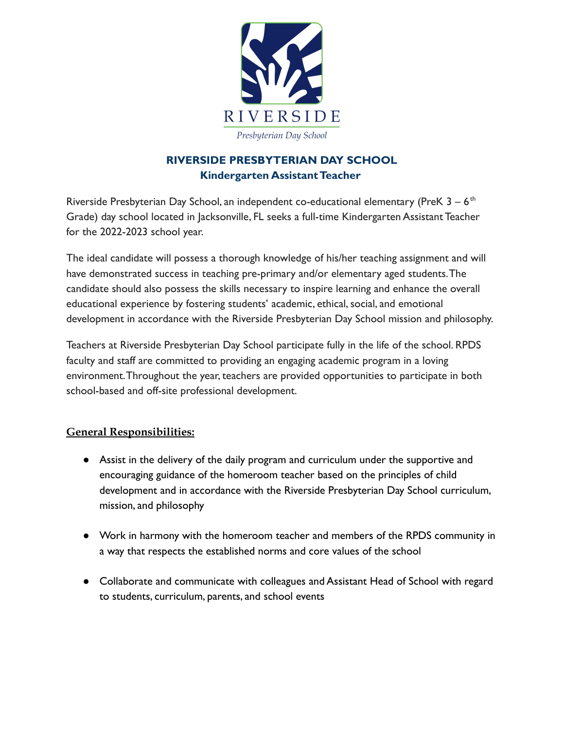# RIVERSIDE PRESBYTERIAN DAY SCHOOL

## Kindergarten Assistant Teacher

Riverside Presbyterian Day School, an independent co-educational elementary (PreK 3 – 6th Grade) day school located in Jacksonville, FL seeks a full-time Kindergarten Assistant Teacher for the 2022-2023 school year.

The ideal candidate will possess a thorough knowledge of his/her teaching assignment and will have demonstrated success in teaching pre-primary and/or elementary aged students. The candidate should also possess the skills necessary to inspire learning and enhance the overall educational experience by fostering students' academic, ethical, social, and emotional development in accordance with the Riverside Presbyterian Day School mission and philosophy.

Teachers at Riverside Presbyterian Day School participate fully in the life of the school. RPDS faculty and staff are committed to providing an engaging academic program in a loving environment. Throughout the year, teachers are provided opportunities to participate in both school-based and off-site professional development.

### General Responsibilities:

- Assist in the delivery of the daily program and curriculum under the supportive and encouraging guidance of the homeroom teacher based on the principles of child development and in accordance with the Riverside Presbyterian Day School curriculum, mission, and philosophy
- Work in harmony with the homeroom teacher and members of the RPDS community in a way that respects the established norms and core values of the school
- Collaborate and communicate with colleagues and Assistant Head of School with regard to students, curriculum, parents, and school events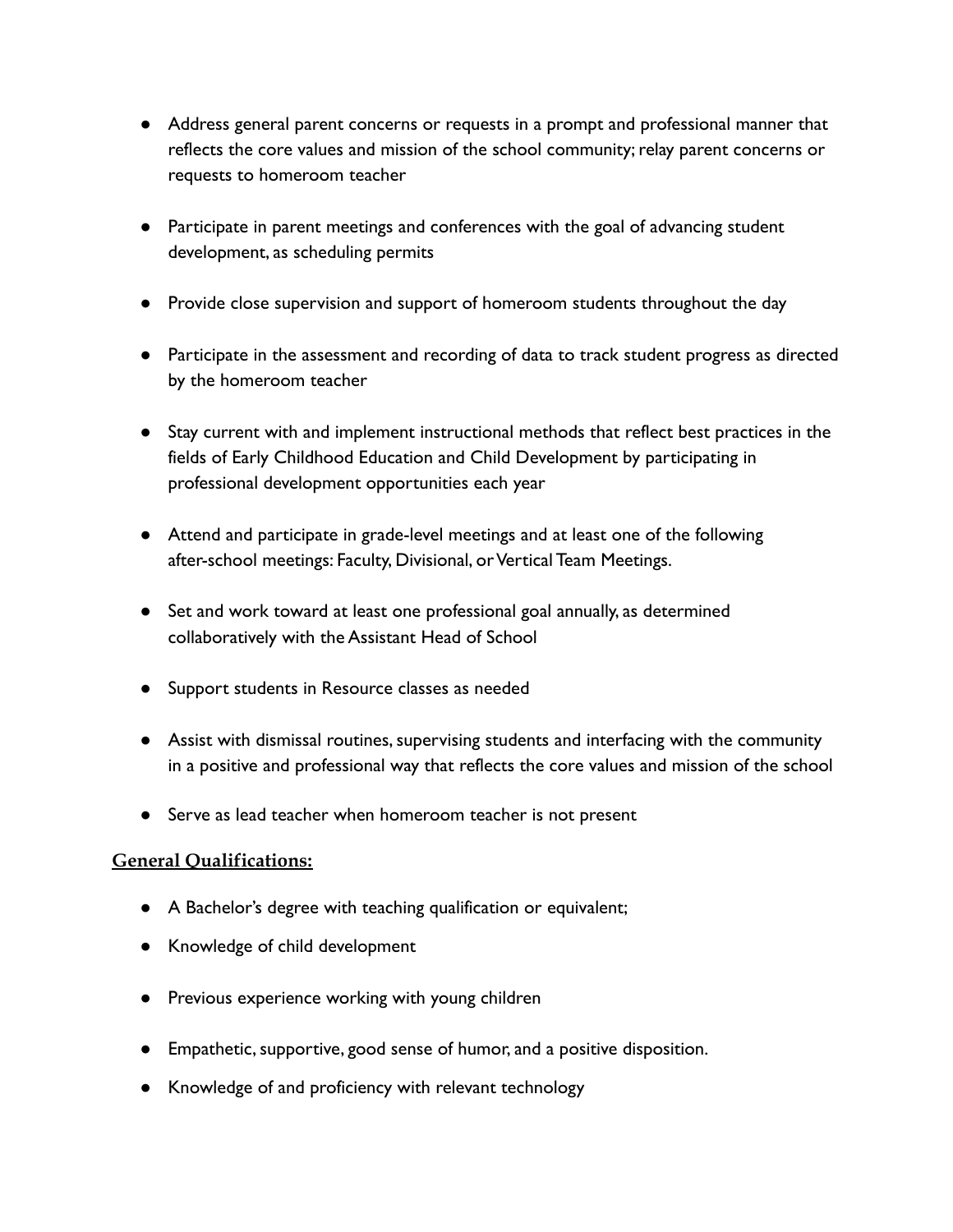- Address general parent concerns or requests in a prompt and professional manner that reflects the core values and mission of the school community; relay parent concerns or requests to homeroom teacher

- Participate in parent meetings and conferences with the goal of advancing student development, as scheduling permits

- Provide close supervision and support of homeroom students throughout the day

- Participate in the assessment and recording of data to track student progress as directed by the homeroom teacher

- Stay current with and implement instructional methods that reflect best practices in the fields of Early Childhood Education and Child Development by participating in professional development opportunities each year

- Attend and participate in grade-level meetings and at least one of the following after-school meetings: Faculty, Divisional, or Vertical Team Meetings.

- Set and work toward at least one professional goal annually, as determined collaboratively with the Assistant Head of School

- Support students in Resource classes as needed

- Assist with dismissal routines, supervising students and interfacing with the community in a positive and professional way that reflects the core values and mission of the school

- Serve as lead teacher when homeroom teacher is not present

**General Qualifications:**

- A Bachelor's degree with teaching qualification or equivalent;

- Knowledge of child development

- Previous experience working with young children

- Empathetic, supportive, good sense of humor, and a positive disposition.

- Knowledge of and proficiency with relevant technology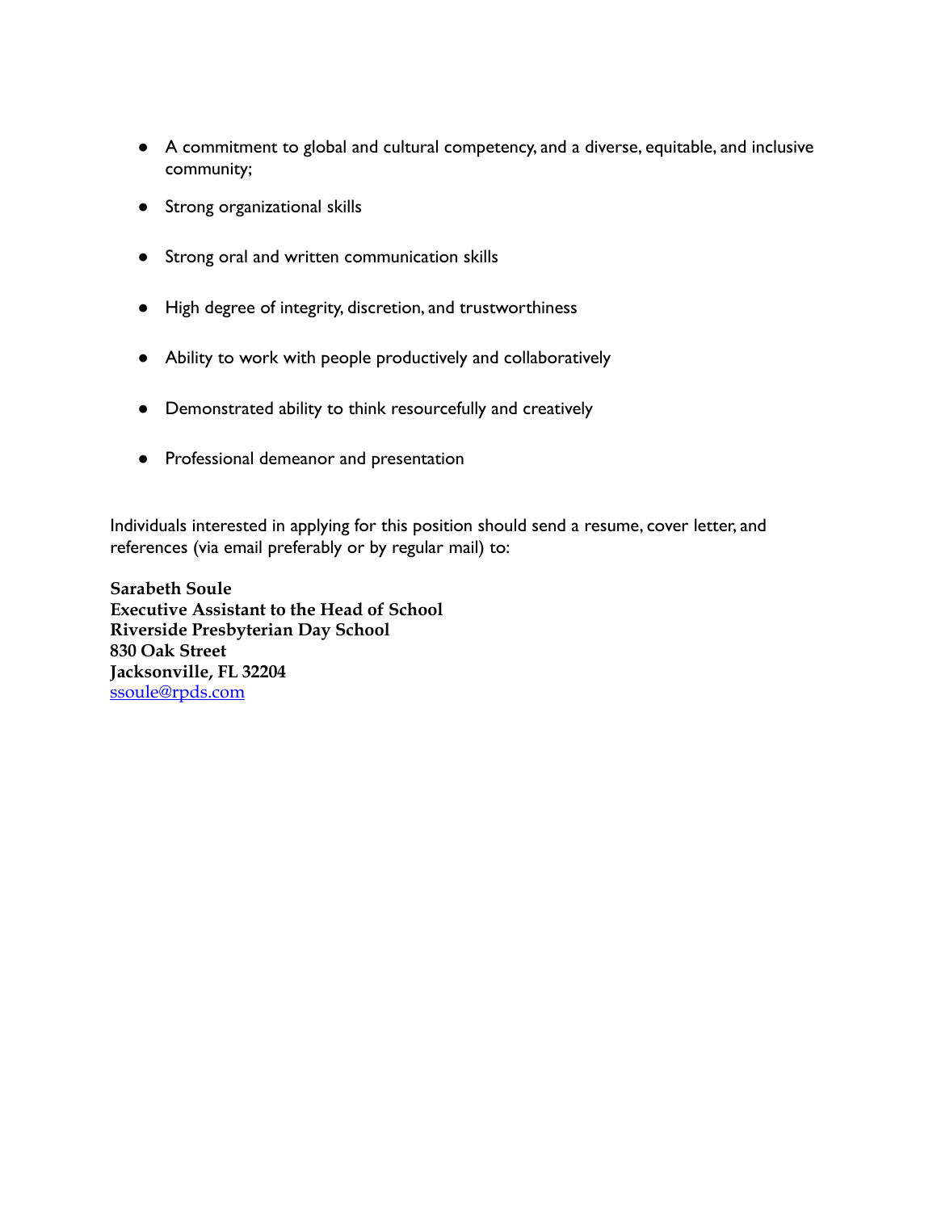- A commitment to global and cultural competency, and a diverse, equitable, and inclusive community;
- Strong organizational skills
- Strong oral and written communication skills
- High degree of integrity, discretion, and trustworthiness
- Ability to work with people productively and collaboratively
- Demonstrated ability to think resourcefully and creatively
- Professional demeanor and presentation

Individuals interested in applying for this position should send a resume, cover letter, and references (via email preferably or by regular mail) to:

**Sarabeth Soule**
**Executive Assistant to the Head of School**
**Riverside Presbyterian Day School**
**830 Oak Street**
**Jacksonville, FL 32204**
[ssoule@rpds.com](mailto:ssoule@rpds.com)